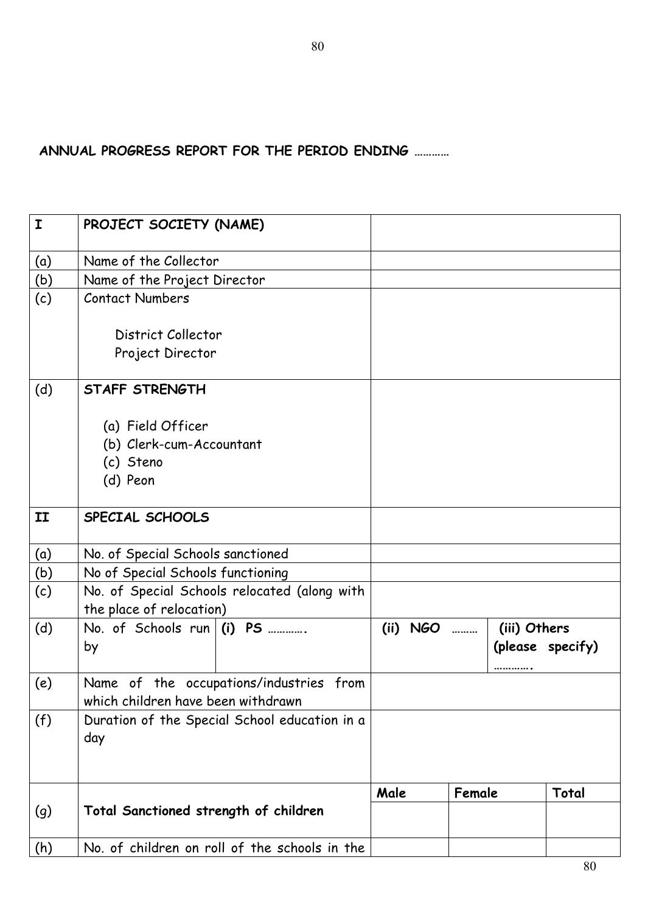## ANNUAL PROGRESS REPORT FOR THE PERIOD ENDING …………

| | | | | | |
|---|---|---|---|---|---|
| **I** | **PROJECT SOCIETY (NAME)** | | | | |
| (a) | Name of the Collector | | | | |
| (b) | Name of the Project Director | | | | |
| (c) | Contact Numbers<br><br>District Collector<br>Project Director | | | | |
| (d) | **STAFF STRENGTH**<br><br>(a) Field Officer<br>(b) Clerk-cum-Accountant<br>(c) Steno<br>(d) Peon | | | | |
| **II** | **SPECIAL SCHOOLS** | | | | |
| (a) | No. of Special Schools sanctioned | | | | |
| (b) | No of Special Schools functioning | | | | |
| (c) | No. of Special Schools relocated (along with the place of relocation) | | | | |
| (d) | No. of Schools run by | **(i) PS ………….** | **(ii) NGO ………** | **(iii) Others (please specify) ………….** | |
| (e) | Name of the occupations/industries from which children have been withdrawn | | | | |
| (f) | Duration of the Special School education in a day | | | | |
| | | | **Male** | **Female** | **Total** |
| (g) | **Total Sanctioned strength of children** | | | | |
| (h) | No. of children on roll of the schools in the | | | | |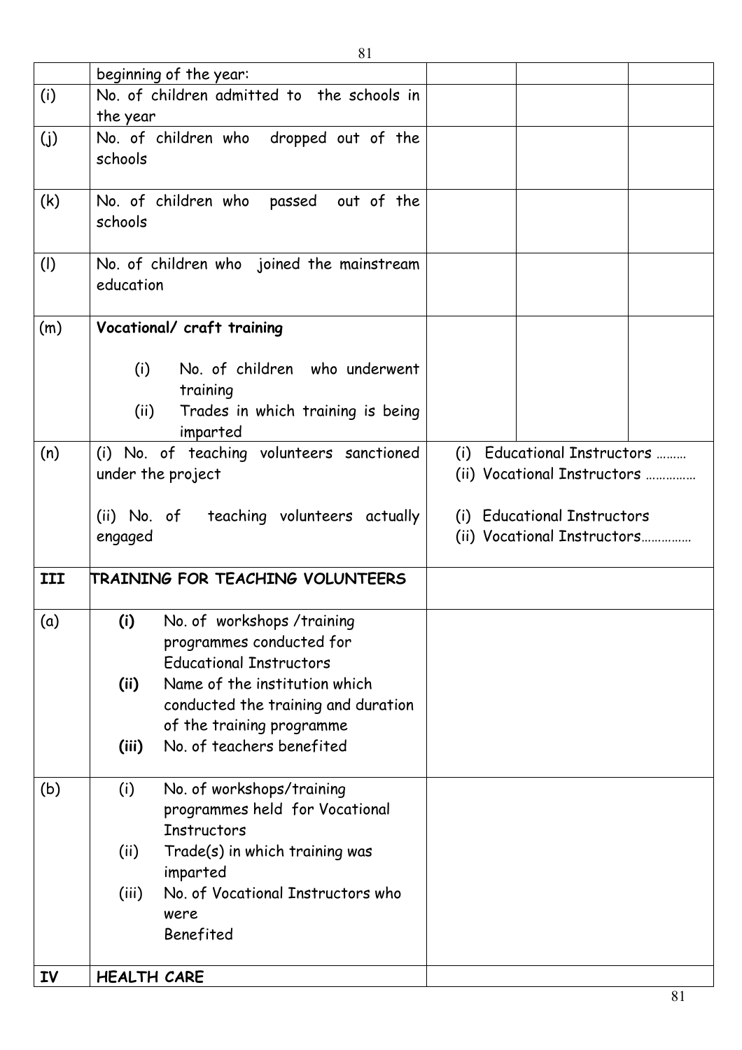| | | | | |
|---|---|---|---|---|
| | beginning of the year: | | | |
| (i) | No. of children admitted to the schools in the year | | | |
| (j) | No. of children who dropped out of the schools | | | |
| (k) | No. of children who passed out of the schools | | | |
| (l) | No. of children who joined the mainstream education | | | |
| (m) | **Vocational/ craft training**<br><br>(i) No. of children who underwent training<br>(ii) Trades in which training is being imparted | | | |
| (n) | (i) No. of teaching volunteers sanctioned under the project<br><br>(ii) No. of teaching volunteers actually engaged | (i) Educational Instructors ………<br>(ii) Vocational Instructors ……………<br><br>(i) Educational Instructors<br>(ii) Vocational Instructors…………… | | |
| **III** | **TRAINING FOR TEACHING VOLUNTEERS** | | | |
| (a) | **(i)** No. of workshops /training programmes conducted for Educational Instructors<br>**(ii)** Name of the institution which conducted the training and duration of the training programme<br>**(iii)** No. of teachers benefited | | | |
| (b) | (i) No. of workshops/training programmes held for Vocational Instructors<br>(ii) Trade(s) in which training was imparted<br>(iii) No. of Vocational Instructors who were Benefited | | | |
| **IV** | **HEALTH CARE** | | | |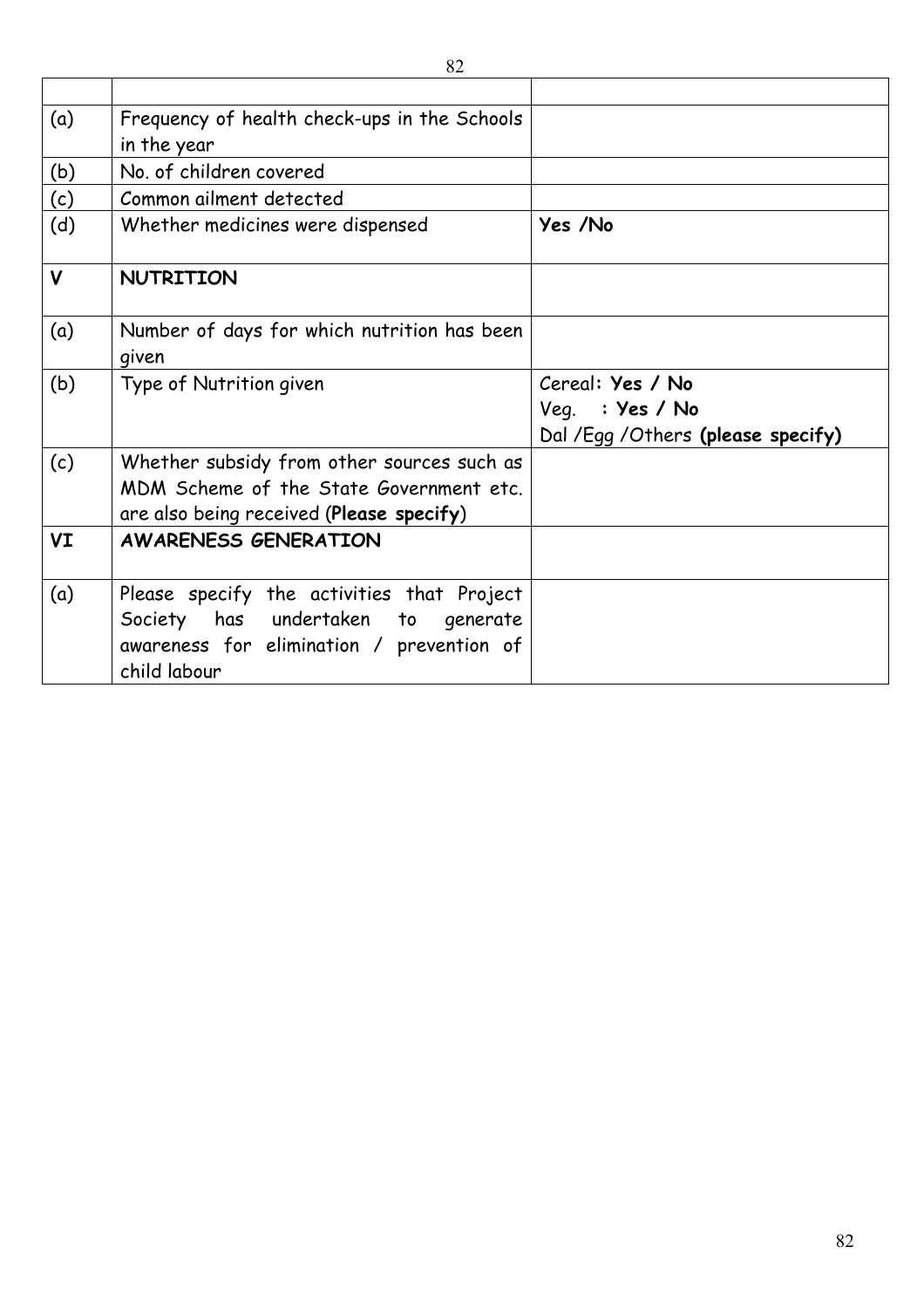| | | |
|---|---|---|
| (a) | Frequency of health check-ups in the Schools in the year | |
| (b) | No. of children covered | |
| (c) | Common ailment detected | |
| (d) | Whether medicines were dispensed | **Yes /No** |
| **V** | **NUTRITION** | |
| (a) | Number of days for which nutrition has been given | |
| (b) | Type of Nutrition given | Cereal: **Yes / No**<br>Veg. : **Yes / No**<br>Dal /Egg /Others **(please specify)** |
| (c) | Whether subsidy from other sources such as MDM Scheme of the State Government etc. are also being received (**Please specify**) | |
| **VI** | **AWARENESS GENERATION** | |
| (a) | Please specify the activities that Project Society has undertaken to generate awareness for elimination / prevention of child labour | |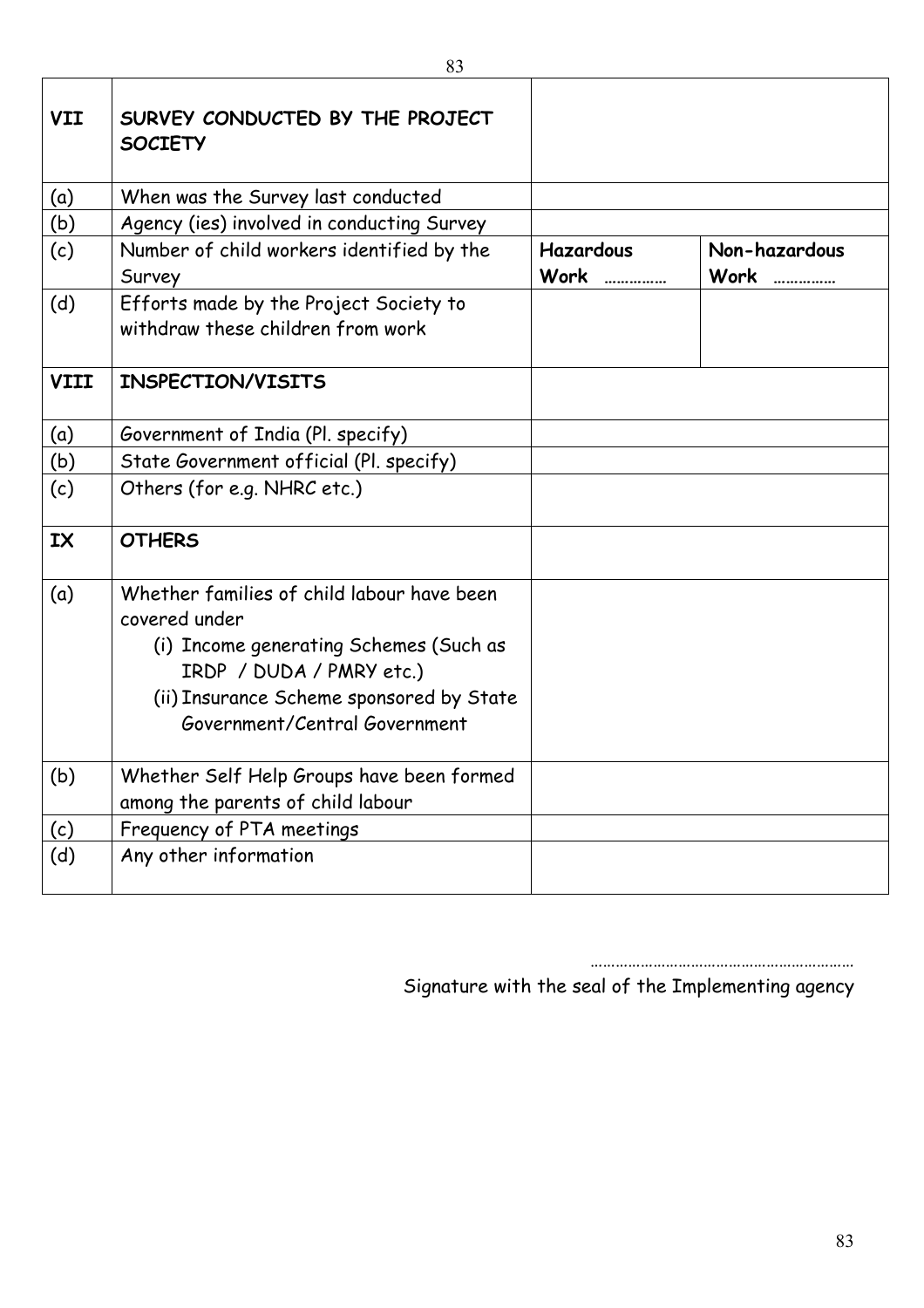| | | | |
|---|---|---|---|
| **VII** | **SURVEY CONDUCTED BY THE PROJECT SOCIETY** | | |
| (a) | When was the Survey last conducted | | |
| (b) | Agency (ies) involved in conducting Survey | | |
| (c) | Number of child workers identified by the Survey | **Hazardous Work** …………… | **Non-hazardous Work** …………… |
| (d) | Efforts made by the Project Society to withdraw these children from work | | |
| **VIII** | **INSPECTION/VISITS** | | |
| (a) | Government of India (Pl. specify) | | |
| (b) | State Government official (Pl. specify) | | |
| (c) | Others (for e.g. NHRC etc.) | | |
| **IX** | **OTHERS** | | |
| (a) | Whether families of child labour have been covered under<br>(i) Income generating Schemes (Such as IRDP / DUDA / PMRY etc.)<br>(ii) Insurance Scheme sponsored by State Government/Central Government | | |
| (b) | Whether Self Help Groups have been formed among the parents of child labour | | |
| (c) | Frequency of PTA meetings | | |
| (d) | Any other information | | |

…………………………………………………….

Signature with the seal of the Implementing agency